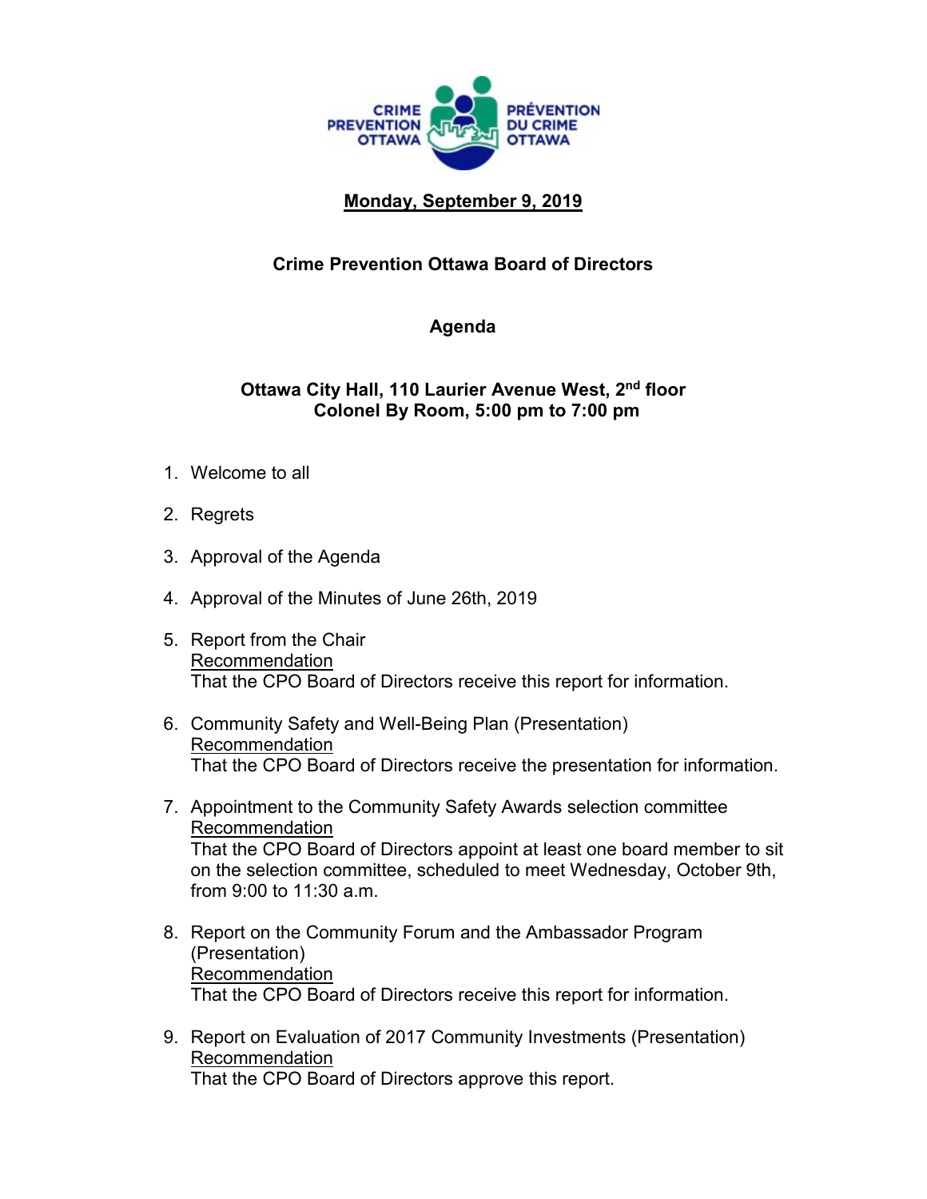CRIME PREVENTION OTTAWA | PRÉVENTION DU CRIME OTTAWA

**Monday, September 9, 2019**

**Crime Prevention Ottawa Board of Directors**

**Agenda**

**Ottawa City Hall, 110 Laurier Avenue West, 2nd floor**
**Colonel By Room, 5:00 pm to 7:00 pm**

1. Welcome to all
2. Regrets
3. Approval of the Agenda
4. Approval of the Minutes of June 26th, 2019
5. Report from the Chair
   Recommendation
   That the CPO Board of Directors receive this report for information.
6. Community Safety and Well-Being Plan (Presentation)
   Recommendation
   That the CPO Board of Directors receive the presentation for information.
7. Appointment to the Community Safety Awards selection committee
   Recommendation
   That the CPO Board of Directors appoint at least one board member to sit on the selection committee, scheduled to meet Wednesday, October 9th, from 9:00 to 11:30 a.m.
8. Report on the Community Forum and the Ambassador Program (Presentation)
   Recommendation
   That the CPO Board of Directors receive this report for information.
9. Report on Evaluation of 2017 Community Investments (Presentation)
   Recommendation
   That the CPO Board of Directors approve this report.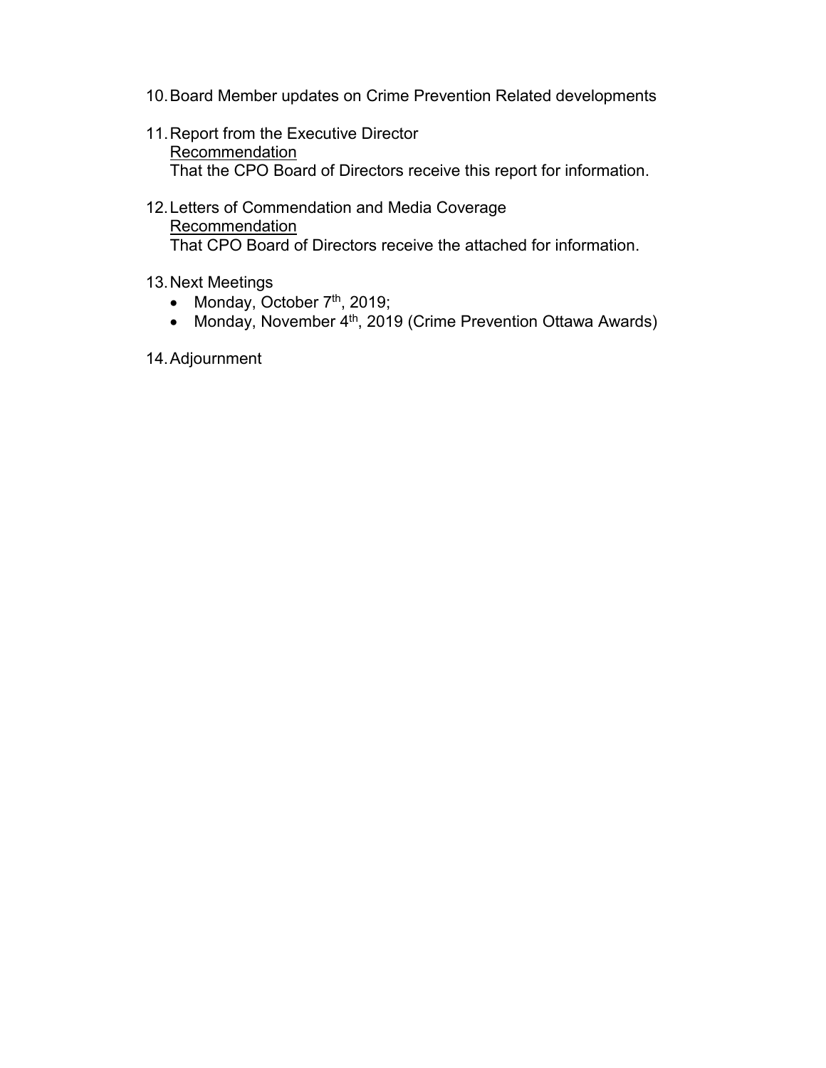10. Board Member updates on Crime Prevention Related developments

11. Report from the Executive Director
    <u>Recommendation</u>
    That the CPO Board of Directors receive this report for information.

12. Letters of Commendation and Media Coverage
    <u>Recommendation</u>
    That CPO Board of Directors receive the attached for information.

13. Next Meetings
    - Monday, October 7th, 2019;
    - Monday, November 4th, 2019 (Crime Prevention Ottawa Awards)

14. Adjournment